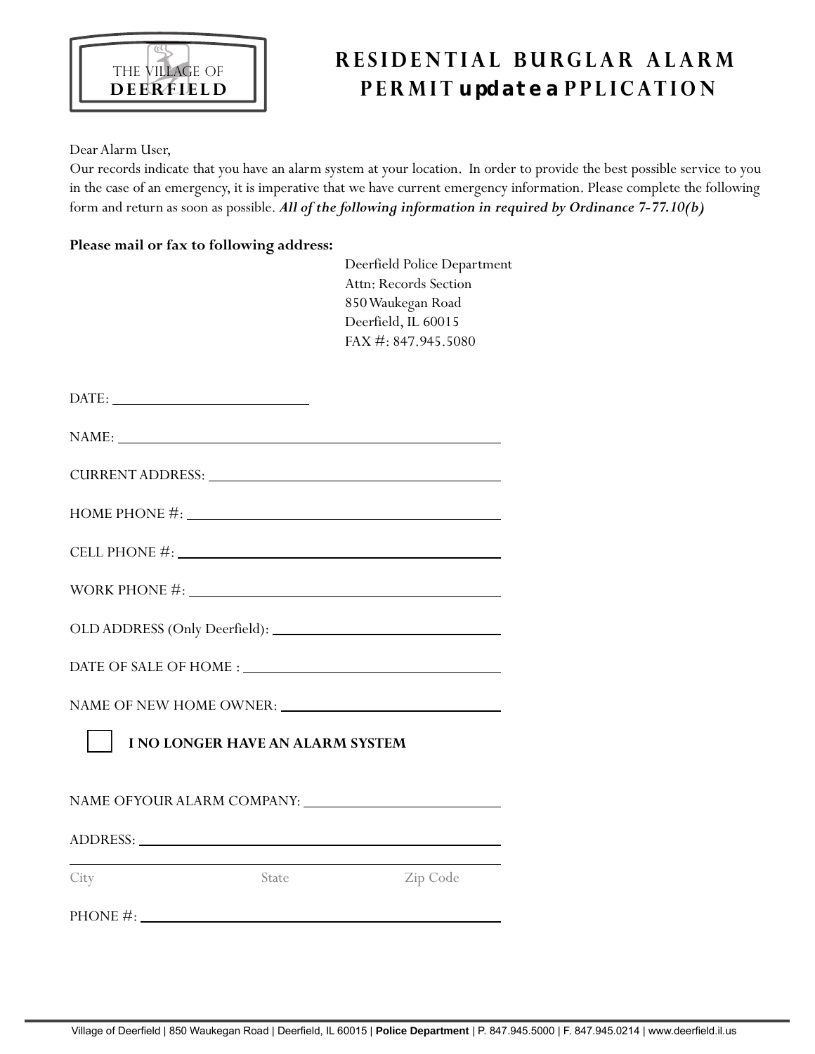THE VILLAGE OF **DEERFIELD**

# RESIDENTIAL BURGLAR ALARM PERMIT update APPLICATION

Dear Alarm User,

Our records indicate that you have an alarm system at your location. In order to provide the best possible service to you in the case of an emergency, it is imperative that we have current emergency information. Please complete the following form and return as soon as possible. ***All of the following information in required by Ordinance 7-77.10(b)***

**Please mail or fax to following address:**

Deerfield Police Department
Attn: Records Section
850 Waukegan Road
Deerfield, IL 60015
FAX #: 847.945.5080

DATE: ____________________

NAME: ____________________

CURRENT ADDRESS: ____________________

HOME PHONE #: ____________________

CELL PHONE #: ____________________

WORK PHONE #: ____________________

OLD ADDRESS (Only Deerfield): ____________________

DATE OF SALE OF HOME : ____________________

NAME OF NEW HOME OWNER: ____________________

☐ **I NO LONGER HAVE AN ALARM SYSTEM**

NAME OFYOUR ALARM COMPANY: ____________________

ADDRESS: ____________________

____________________
City State Zip Code

PHONE #: ____________________

Village of Deerfield | 850 Waukegan Road | Deerfield, IL 60015 | **Police Department** | P. 847.945.5000 | F. 847.945.0214 | www.deerfield.il.us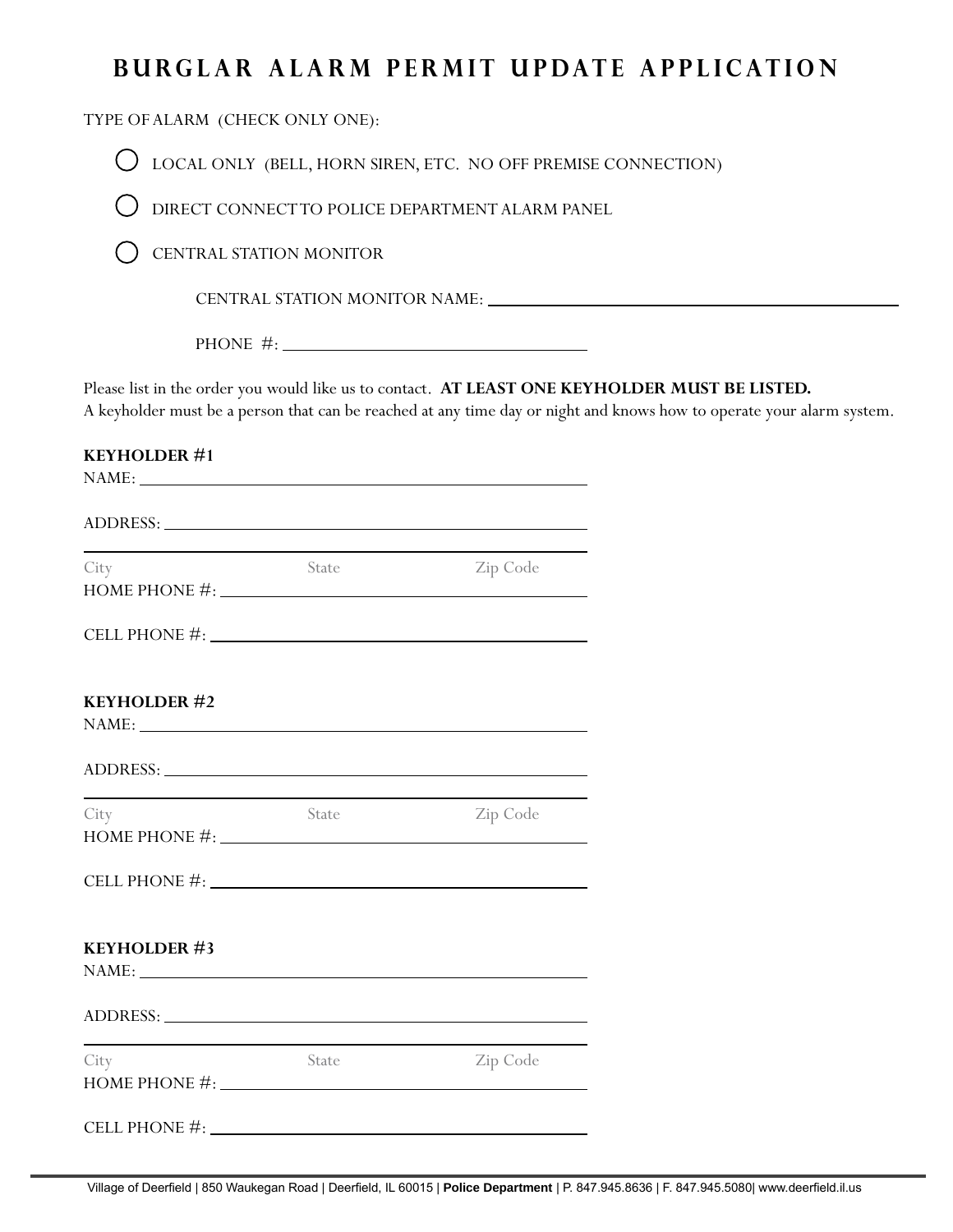# BURGLAR ALARM PERMIT UPDATE APPLICATION

TYPE OF ALARM (CHECK ONLY ONE):

- ◯ LOCAL ONLY (BELL, HORN SIREN, ETC. NO OFF PREMISE CONNECTION)
- ◯ DIRECT CONNECT TO POLICE DEPARTMENT ALARM PANEL
- ◯ CENTRAL STATION MONITOR

CENTRAL STATION MONITOR NAME: ______________________________

PHONE #: ______________________________

Please list in the order you would like us to contact. **AT LEAST ONE KEYHOLDER MUST BE LISTED.**
A keyholder must be a person that can be reached at any time day or night and knows how to operate your alarm system.

**KEYHOLDER #1**

NAME: ______________________________

ADDRESS: ______________________________

______________________________
City State Zip Code

HOME PHONE #: ______________________________

CELL PHONE #: ______________________________

**KEYHOLDER #2**

NAME: ______________________________

ADDRESS: ______________________________

______________________________
City State Zip Code

HOME PHONE #: ______________________________

CELL PHONE #: ______________________________

**KEYHOLDER #3**

NAME: ______________________________

ADDRESS: ______________________________

______________________________
City State Zip Code

HOME PHONE #: ______________________________

CELL PHONE #: ______________________________

Village of Deerfield | 850 Waukegan Road | Deerfield, IL 60015 | **Police Department** | P. 847.945.8636 | F. 847.945.5080| www.deerfield.il.us